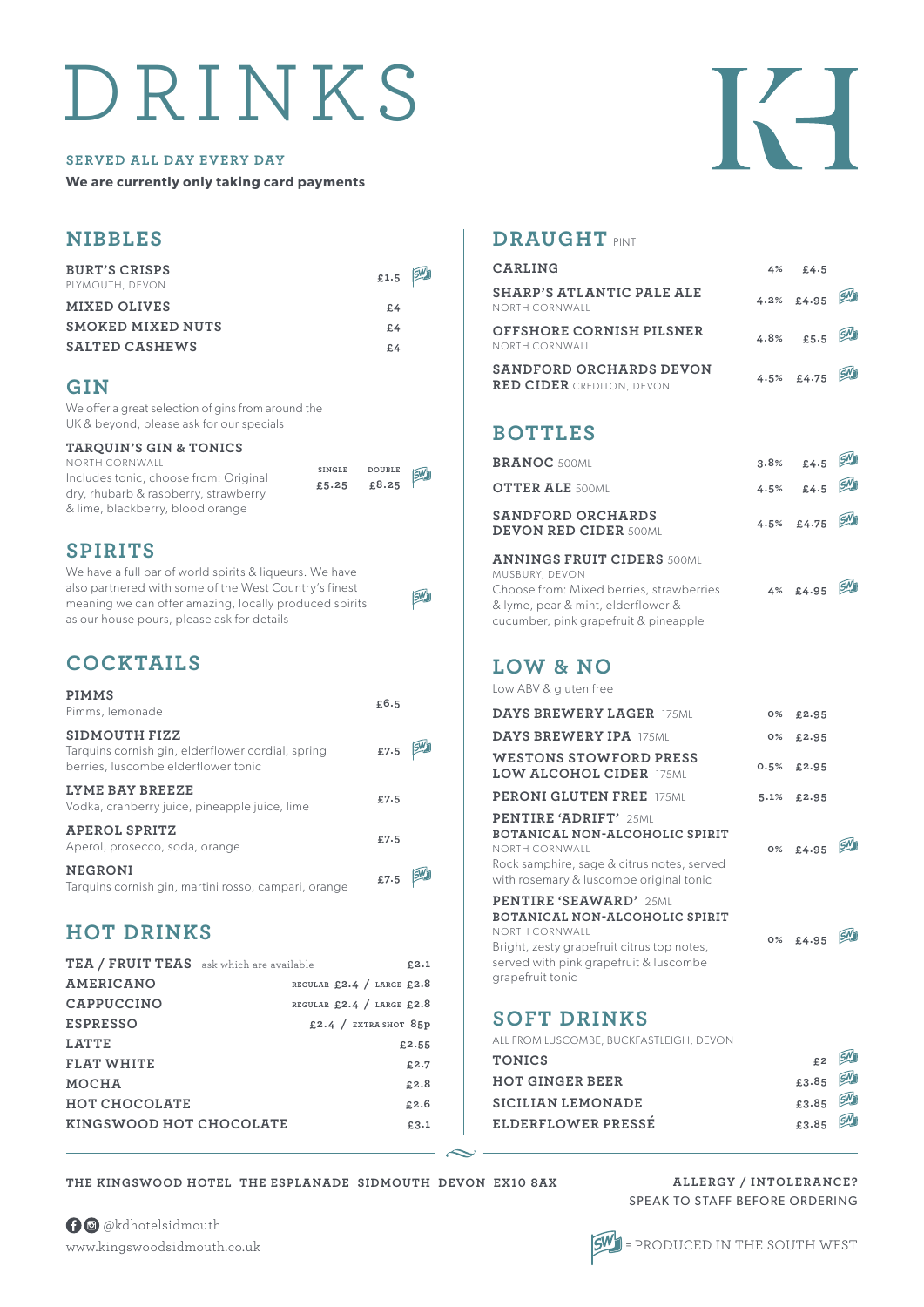# DRINKS

SERVED ALL DAY EVERY DAY

**We are currently only taking card payments**

## NIBBLES

| Item | Price | |
|---|---|---|
| **BURT'S CRISPS** PLYMOUTH, DEVON | £1.5 | SW |
| **MIXED OLIVES** | £4 | |
| **SMOKED MIXED NUTS** | £4 | |
| **SALTED CASHEWS** | £4 | |

## GIN

We offer a great selection of gins from around the UK & beyond, please ask for our specials

| Item | Single | Double | |
|---|---|---|---|
| **TARQUIN'S GIN & TONICS** NORTH CORNWALL Includes tonic, choose from: Original dry, rhubarb & raspberry, strawberry & lime, blackberry, blood orange | £5.25 | £8.25 | SW |

## SPIRITS

We have a full bar of world spirits & liqueurs. We have also partnered with some of the West Country's finest meaning we can offer amazing, locally produced spirits as our house pours, please ask for details SW

## COCKTAILS

| Item | Price | |
|---|---|---|
| **PIMMS** Pimms, lemonade | £6.5 | |
| **SIDMOUTH FIZZ** Tarquins cornish gin, elderflower cordial, spring berries, luscombe elderflower tonic | £7.5 | SW |
| **LYME BAY BREEZE** Vodka, cranberry juice, pineapple juice, lime | £7.5 | |
| **APEROL SPRITZ** Aperol, prosecco, soda, orange | £7.5 | |
| **NEGRONI** Tarquins cornish gin, martini rosso, campari, orange | £7.5 | SW |

## HOT DRINKS

| Item | Price |
|---|---|
| **TEA / FRUIT TEAS** - ask which are available | £2.1 |
| **AMERICANO** | REGULAR £2.4 / LARGE £2.8 |
| **CAPPUCCINO** | REGULAR £2.4 / LARGE £2.8 |
| **ESPRESSO** | £2.4 / EXTRA SHOT 85p |
| **LATTE** | £2.55 |
| **FLAT WHITE** | £2.7 |
| **MOCHA** | £2.8 |
| **HOT CHOCOLATE** | £2.6 |
| **KINGSWOOD HOT CHOCOLATE** | £3.1 |

## DRAUGHT PINT

| Item | ABV | Price | |
|---|---|---|---|
| **CARLING** | 4% | £4.5 | |
| **SHARP'S ATLANTIC PALE ALE** NORTH CORNWALL | 4.2% | £4.95 | SW |
| **OFFSHORE CORNISH PILSNER** NORTH CORNWALL | 4.8% | £5.5 | SW |
| **SANDFORD ORCHARDS DEVON RED CIDER** CREDITON, DEVON | 4.5% | £4.75 | SW |

## BOTTLES

| Item | ABV | Price | |
|---|---|---|---|
| **BRANOC** 500ML | 3.8% | £4.5 | SW |
| **OTTER ALE** 500ML | 4.5% | £4.5 | SW |
| **SANDFORD ORCHARDS DEVON RED CIDER** 500ML | 4.5% | £4.75 | SW |
| **ANNINGS FRUIT CIDERS** 500ML MUSBURY, DEVON Choose from: Mixed berries, strawberries & lyme, pear & mint, elderflower & cucumber, pink grapefruit & pineapple | 4% | £4.95 | SW |

## LOW & NO

Low ABV & gluten free

| Item | ABV | Price | |
|---|---|---|---|
| **DAYS BREWERY LAGER** 175ML | 0% | £2.95 | |
| **DAYS BREWERY IPA** 175ML | 0% | £2.95 | |
| **WESTONS STOWFORD PRESS LOW ALCOHOL CIDER** 175ML | 0.5% | £2.95 | |
| **PERONI GLUTEN FREE** 175ML | 5.1% | £2.95 | |
| **PENTIRE 'ADRIFT'** 25ML **BOTANICAL NON-ALCOHOLIC SPIRIT** NORTH CORNWALL Rock samphire, sage & citrus notes, served with rosemary & luscombe original tonic | 0% | £4.95 | SW |
| **PENTIRE 'SEAWARD'** 25ML **BOTANICAL NON-ALCOHOLIC SPIRIT** NORTH CORNWALL Bright, zesty grapefruit citrus top notes, served with pink grapefruit & luscombe grapefruit tonic | 0% | £4.95 | SW |

## SOFT DRINKS

ALL FROM LUSCOMBE, BUCKFASTLEIGH, DEVON

| Item | Price | |
|---|---|---|
| **TONICS** | £2 | SW |
| **HOT GINGER BEER** | £3.85 | SW |
| **SICILIAN LEMONADE** | £3.85 | SW |
| **ELDERFLOWER PRESSÉ** | £3.85 | SW |

THE KINGSWOOD HOTEL THE ESPLANADE SIDMOUTH DEVON EX10 8AX

ALLERGY / INTOLERANCE? SPEAK TO STAFF BEFORE ORDERING

@kdhotelsidmouth
www.kingswoodsidmouth.co.uk

SW = PRODUCED IN THE SOUTH WEST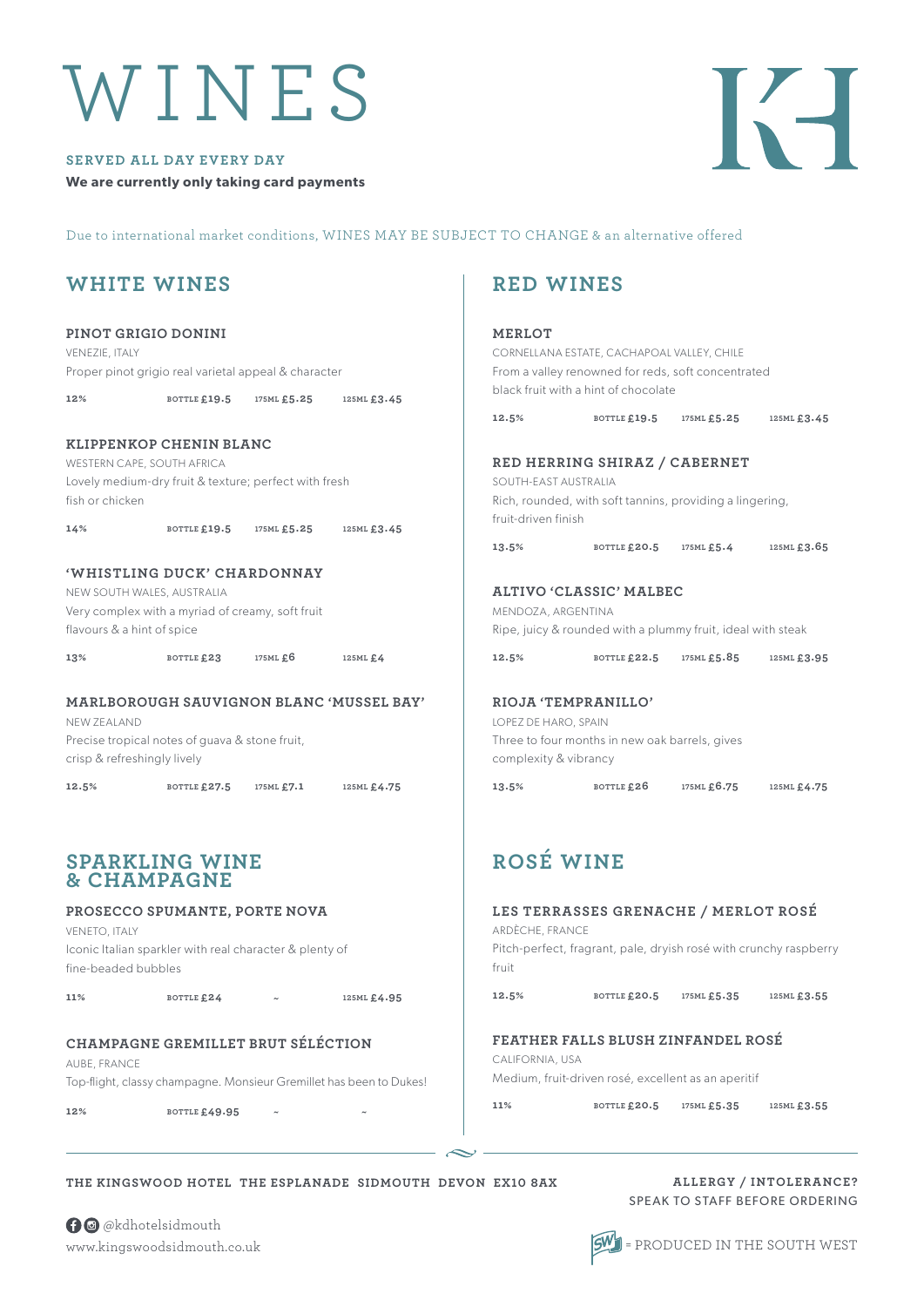# WINES

KH

**SERVED ALL DAY EVERY DAY**

**We are currently only taking card payments**

Due to international market conditions, WINES MAY BE SUBJECT TO CHANGE & an alternative offered

## WHITE WINES

### PINOT GRIGIO DONINI
VENEZIE, ITALY
Proper pinot grigio real varietal appeal & character

12% | BOTTLE £19.5 | 175ML £5.25 | 125ML £3.45

### KLIPPENKOP CHENIN BLANC
WESTERN CAPE, SOUTH AFRICA
Lovely medium-dry fruit & texture; perfect with fresh fish or chicken

14% | BOTTLE £19.5 | 175ML £5.25 | 125ML £3.45

### 'WHISTLING DUCK' CHARDONNAY
NEW SOUTH WALES, AUSTRALIA
Very complex with a myriad of creamy, soft fruit flavours & a hint of spice

13% | BOTTLE £23 | 175ML £6 | 125ML £4

### MARLBOROUGH SAUVIGNON BLANC 'MUSSEL BAY'
NEW ZEALAND
Precise tropical notes of guava & stone fruit, crisp & refreshingly lively

12.5% | BOTTLE £27.5 | 175ML £7.1 | 125ML £4.75

## SPARKLING WINE & CHAMPAGNE

### PROSECCO SPUMANTE, PORTE NOVA
VENETO, ITALY
Iconic Italian sparkler with real character & plenty of fine-beaded bubbles

11% | BOTTLE £24 | ~ | 125ML £4.95

### CHAMPAGNE GREMILLET BRUT SÉLÉCTION
AUBE, FRANCE
Top-flight, classy champagne. Monsieur Gremillet has been to Dukes!

12% | BOTTLE £49.95 | ~ | ~

## RED WINES

### MERLOT
CORNELLANA ESTATE, CACHAPOAL VALLEY, CHILE
From a valley renowned for reds, soft concentrated black fruit with a hint of chocolate

12.5% | BOTTLE £19.5 | 175ML £5.25 | 125ML £3.45

### RED HERRING SHIRAZ / CABERNET
SOUTH-EAST AUSTRALIA
Rich, rounded, with soft tannins, providing a lingering, fruit-driven finish

13.5% | BOTTLE £20.5 | 175ML £5.4 | 125ML £3.65

### ALTIVO 'CLASSIC' MALBEC
MENDOZA, ARGENTINA
Ripe, juicy & rounded with a plummy fruit, ideal with steak

12.5% | BOTTLE £22.5 | 175ML £5.85 | 125ML £3.95

### RIOJA 'TEMPRANILLO'
LOPEZ DE HARO, SPAIN
Three to four months in new oak barrels, gives complexity & vibrancy

13.5% | BOTTLE £26 | 175ML £6.75 | 125ML £4.75

## ROSÉ WINE

### LES TERRASSES GRENACHE / MERLOT ROSÉ
ARDÈCHE, FRANCE
Pitch-perfect, fragrant, pale, dryish rosé with crunchy raspberry fruit

12.5% | BOTTLE £20.5 | 175ML £5.35 | 125ML £3.55

### FEATHER FALLS BLUSH ZINFANDEL ROSÉ
CALIFORNIA, USA
Medium, fruit-driven rosé, excellent as an aperitif

11% | BOTTLE £20.5 | 175ML £5.35 | 125ML £3.55

---

THE KINGSWOOD HOTEL THE ESPLANADE SIDMOUTH DEVON EX10 8AX

@kdhotelsidmouth
www.kingswoodsidmouth.co.uk

**ALLERGY / INTOLERANCE?**
SPEAK TO STAFF BEFORE ORDERING

SW = PRODUCED IN THE SOUTH WEST